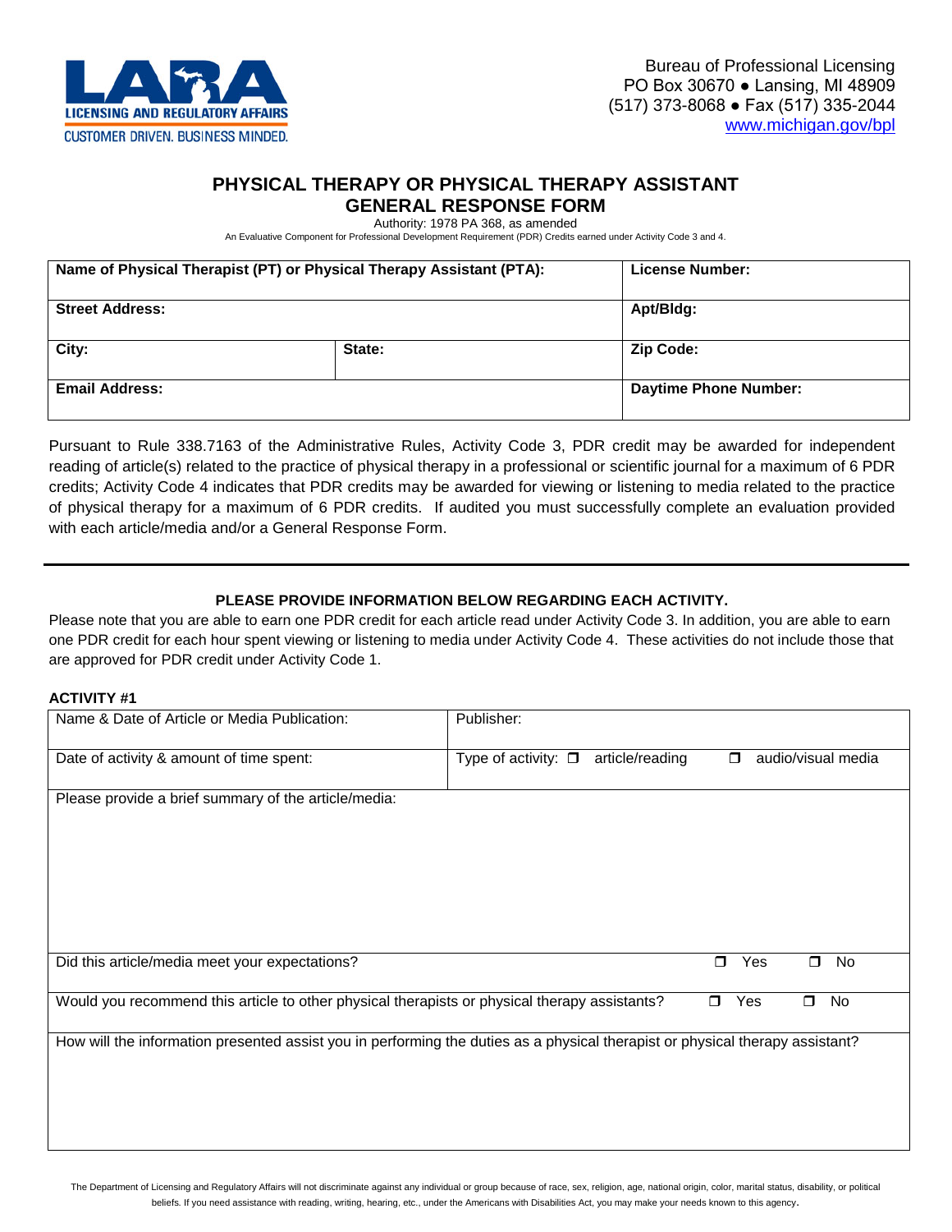LARA
LICENSING AND REGULATORY AFFAIRS
CUSTOMER DRIVEN. BUSINESS MINDED.

Bureau of Professional Licensing
PO Box 30670 ● Lansing, MI 48909
(517) 373-8068 ● Fax (517) 335-2044
www.michigan.gov/bpl

# PHYSICAL THERAPY OR PHYSICAL THERAPY ASSISTANT GENERAL RESPONSE FORM

Authority: 1978 PA 368, as amended

An Evaluative Component for Professional Development Requirement (PDR) Credits earned under Activity Code 3 and 4.

| **Name of Physical Therapist (PT) or Physical Therapy Assistant (PTA):** | | **License Number:** |
|---|---|---|
| **Street Address:** | | **Apt/Bldg:** |
| **City:** | **State:** | **Zip Code:** |
| **Email Address:** | | **Daytime Phone Number:** |

Pursuant to Rule 338.7163 of the Administrative Rules, Activity Code 3, PDR credit may be awarded for independent reading of article(s) related to the practice of physical therapy in a professional or scientific journal for a maximum of 6 PDR credits; Activity Code 4 indicates that PDR credits may be awarded for viewing or listening to media related to the practice of physical therapy for a maximum of 6 PDR credits. If audited you must successfully complete an evaluation provided with each article/media and/or a General Response Form.

---

**PLEASE PROVIDE INFORMATION BELOW REGARDING EACH ACTIVITY.**

Please note that you are able to earn one PDR credit for each article read under Activity Code 3. In addition, you are able to earn one PDR credit for each hour spent viewing or listening to media under Activity Code 4. These activities do not include those that are approved for PDR credit under Activity Code 1.

**ACTIVITY #1**

| Name & Date of Article or Media Publication: | Publisher: |
|---|---|
| Date of activity & amount of time spent: | Type of activity: ☐ article/reading ☐ audio/visual media |
| Please provide a brief summary of the article/media: | |
| Did this article/media meet your expectations? | ☐ Yes ☐ No |
| Would you recommend this article to other physical therapists or physical therapy assistants? | ☐ Yes ☐ No |
| How will the information presented assist you in performing the duties as a physical therapist or physical therapy assistant? | |

The Department of Licensing and Regulatory Affairs will not discriminate against any individual or group because of race, sex, religion, age, national origin, color, marital status, disability, or political beliefs. If you need assistance with reading, writing, hearing, etc., under the Americans with Disabilities Act, you may make your needs known to this agency.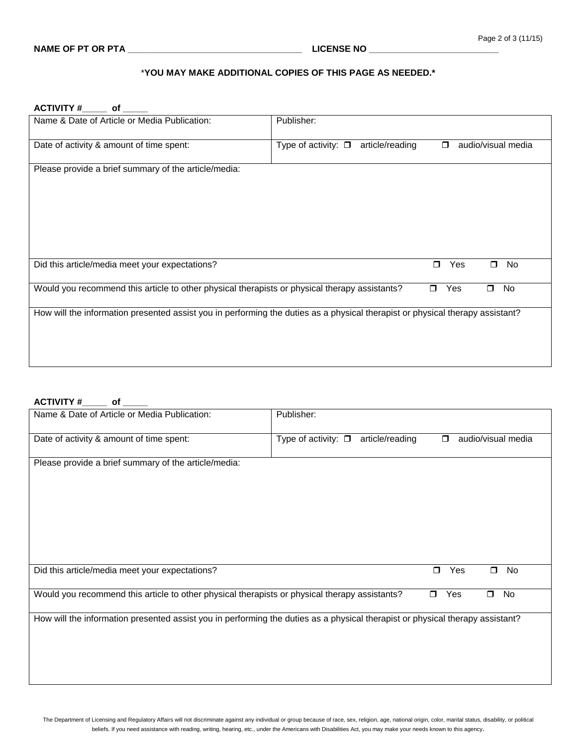**NAME OF PT OR PTA** ___________________________________ **LICENSE NO** ___________________________

***YOU MAY MAKE ADDITIONAL COPIES OF THIS PAGE AS NEEDED.***

**ACTIVITY #_____ of _____**

| Name & Date of Article or Media Publication: | Publisher: |
|---|---|
| Date of activity & amount of time spent: | Type of activity: ☐ article/reading ☐ audio/visual media |
| Please provide a brief summary of the article/media: | |
| Did this article/media meet your expectations? | ☐ Yes ☐ No |
| Would you recommend this article to other physical therapists or physical therapy assistants? | ☐ Yes ☐ No |
| How will the information presented assist you in performing the duties as a physical therapist or physical therapy assistant? | |

**ACTIVITY #_____ of _____**

| Name & Date of Article or Media Publication: | Publisher: |
|---|---|
| Date of activity & amount of time spent: | Type of activity: ☐ article/reading ☐ audio/visual media |
| Please provide a brief summary of the article/media: | |
| Did this article/media meet your expectations? | ☐ Yes ☐ No |
| Would you recommend this article to other physical therapists or physical therapy assistants? | ☐ Yes ☐ No |
| How will the information presented assist you in performing the duties as a physical therapist or physical therapy assistant? | |

The Department of Licensing and Regulatory Affairs will not discriminate against any individual or group because of race, sex, religion, age, national origin, color, marital status, disability, or political beliefs. If you need assistance with reading, writing, hearing, etc., under the Americans with Disabilities Act, you may make your needs known to this agency.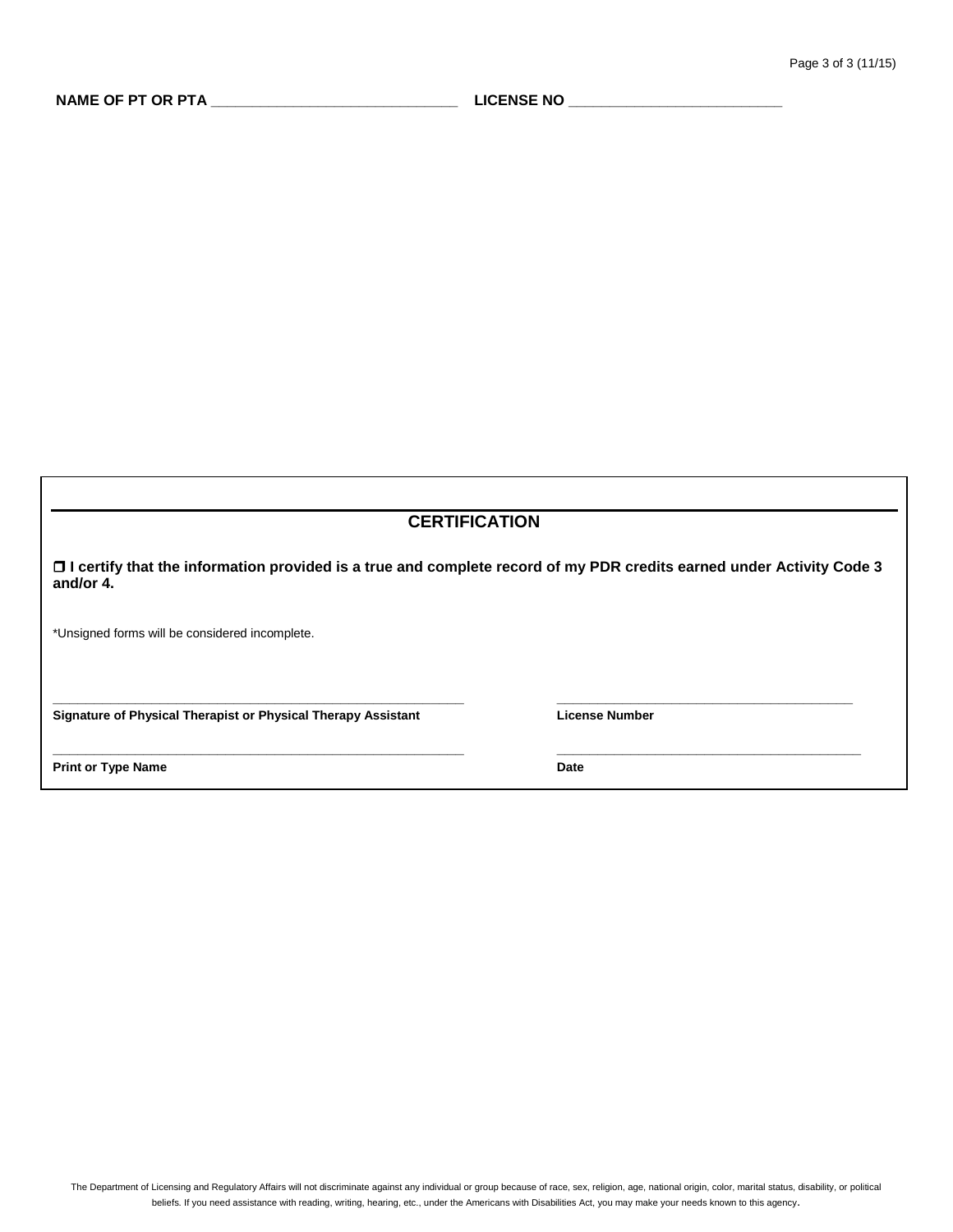**NAME OF PT OR PTA** _______________________________ **LICENSE NO** ___________________________

## CERTIFICATION

❒ **I certify that the information provided is a true and complete record of my PDR credits earned under Activity Code 3 and/or 4.**

*Unsigned forms will be considered incomplete.

_____________________________________________________________ **Signature of Physical Therapist or Physical Therapy Assistant**

_____________________________________________ **License Number**

_____________________________________________________________ **Print or Type Name**

_____________________________________________ **Date**

The Department of Licensing and Regulatory Affairs will not discriminate against any individual or group because of race, sex, religion, age, national origin, color, marital status, disability, or political beliefs. If you need assistance with reading, writing, hearing, etc., under the Americans with Disabilities Act, you may make your needs known to this agency.